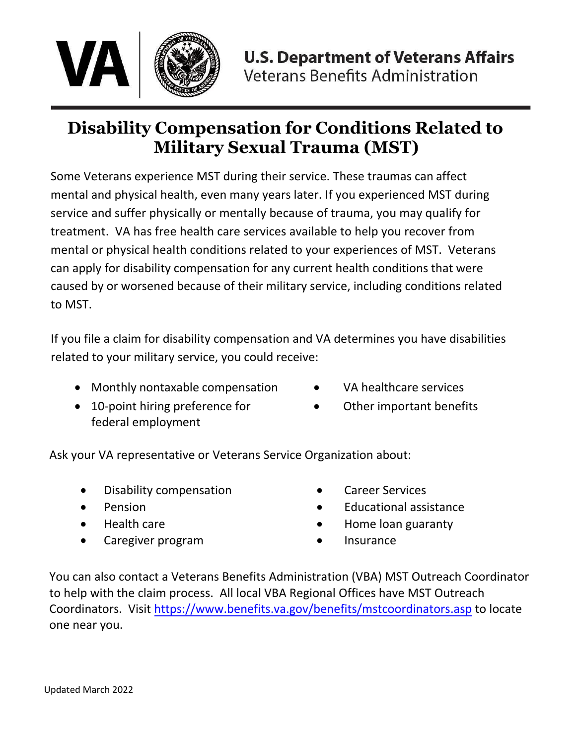**U.S. Department of Veterans Affairs**
Veterans Benefits Administration

# Disability Compensation for Conditions Related to Military Sexual Trauma (MST)

Some Veterans experience MST during their service. These traumas can affect mental and physical health, even many years later. If you experienced MST during service and suffer physically or mentally because of trauma, you may qualify for treatment. VA has free health care services available to help you recover from mental or physical health conditions related to your experiences of MST. Veterans can apply for disability compensation for any current health conditions that were caused by or worsened because of their military service, including conditions related to MST.

If you file a claim for disability compensation and VA determines you have disabilities related to your military service, you could receive:

- Monthly nontaxable compensation
- 10-point hiring preference for federal employment
- VA healthcare services
- Other important benefits

Ask your VA representative or Veterans Service Organization about:

- Disability compensation
- Pension
- Health care
- Caregiver program
- Career Services
- Educational assistance
- Home loan guaranty
- Insurance

You can also contact a Veterans Benefits Administration (VBA) MST Outreach Coordinator to help with the claim process. All local VBA Regional Offices have MST Outreach Coordinators. Visit https://www.benefits.va.gov/benefits/mstcoordinators.asp to locate one near you.

Updated March 2022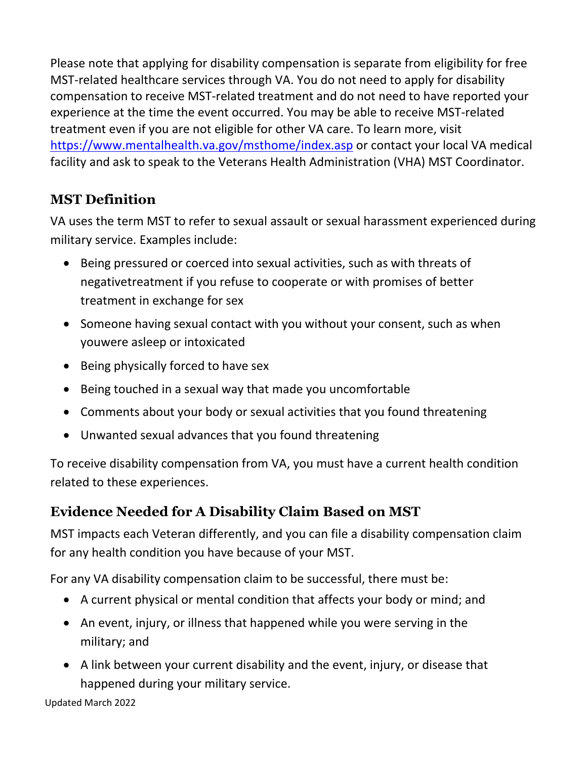Please note that applying for disability compensation is separate from eligibility for free MST-related healthcare services through VA. You do not need to apply for disability compensation to receive MST-related treatment and do not need to have reported your experience at the time the event occurred. You may be able to receive MST-related treatment even if you are not eligible for other VA care. To learn more, visit https://www.mentalhealth.va.gov/msthome/index.asp or contact your local VA medical facility and ask to speak to the Veterans Health Administration (VHA) MST Coordinator.

## MST Definition

VA uses the term MST to refer to sexual assault or sexual harassment experienced during military service. Examples include:

- Being pressured or coerced into sexual activities, such as with threats of negativetreatment if you refuse to cooperate or with promises of better treatment in exchange for sex
- Someone having sexual contact with you without your consent, such as when youwere asleep or intoxicated
- Being physically forced to have sex
- Being touched in a sexual way that made you uncomfortable
- Comments about your body or sexual activities that you found threatening
- Unwanted sexual advances that you found threatening

To receive disability compensation from VA, you must have a current health condition related to these experiences.

## Evidence Needed for A Disability Claim Based on MST

MST impacts each Veteran differently, and you can file a disability compensation claim for any health condition you have because of your MST.

For any VA disability compensation claim to be successful, there must be:

- A current physical or mental condition that affects your body or mind; and
- An event, injury, or illness that happened while you were serving in the military; and
- A link between your current disability and the event, injury, or disease that happened during your military service.

Updated March 2022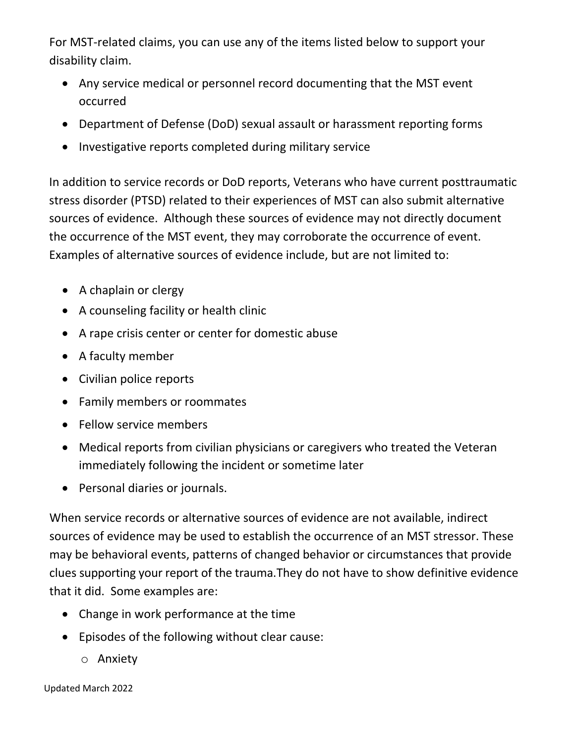For MST-related claims, you can use any of the items listed below to support your disability claim.

- Any service medical or personnel record documenting that the MST event occurred
- Department of Defense (DoD) sexual assault or harassment reporting forms
- Investigative reports completed during military service

In addition to service records or DoD reports, Veterans who have current posttraumatic stress disorder (PTSD) related to their experiences of MST can also submit alternative sources of evidence. Although these sources of evidence may not directly document the occurrence of the MST event, they may corroborate the occurrence of event. Examples of alternative sources of evidence include, but are not limited to:

- A chaplain or clergy
- A counseling facility or health clinic
- A rape crisis center or center for domestic abuse
- A faculty member
- Civilian police reports
- Family members or roommates
- Fellow service members
- Medical reports from civilian physicians or caregivers who treated the Veteran immediately following the incident or sometime later
- Personal diaries or journals.

When service records or alternative sources of evidence are not available, indirect sources of evidence may be used to establish the occurrence of an MST stressor. These may be behavioral events, patterns of changed behavior or circumstances that provide clues supporting your report of the trauma.They do not have to show definitive evidence that it did. Some examples are:

- Change in work performance at the time
- Episodes of the following without clear cause:
  - Anxiety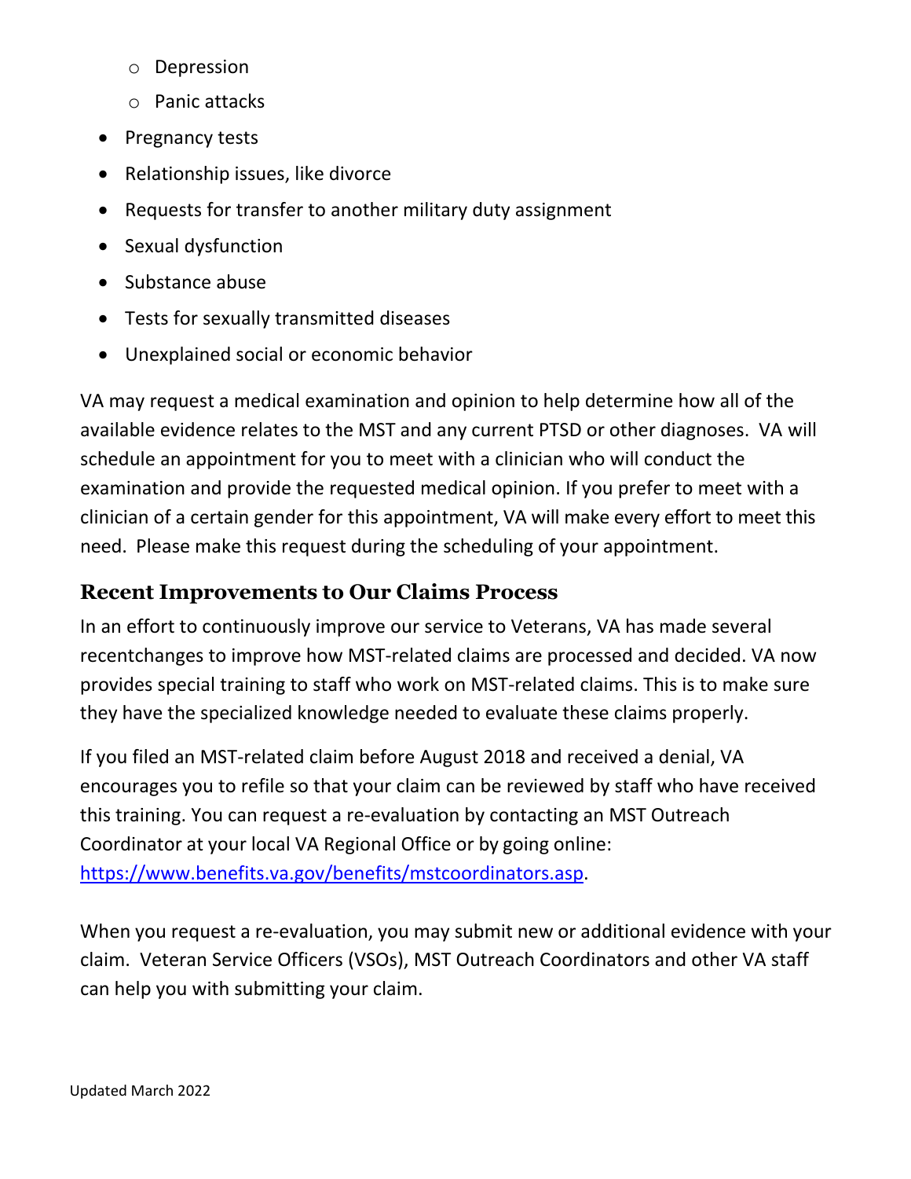- Depression
  - Panic attacks
- Pregnancy tests
- Relationship issues, like divorce
- Requests for transfer to another military duty assignment
- Sexual dysfunction
- Substance abuse
- Tests for sexually transmitted diseases
- Unexplained social or economic behavior

VA may request a medical examination and opinion to help determine how all of the available evidence relates to the MST and any current PTSD or other diagnoses. VA will schedule an appointment for you to meet with a clinician who will conduct the examination and provide the requested medical opinion. If you prefer to meet with a clinician of a certain gender for this appointment, VA will make every effort to meet this need. Please make this request during the scheduling of your appointment.

## Recent Improvements to Our Claims Process

In an effort to continuously improve our service to Veterans, VA has made several recentchanges to improve how MST-related claims are processed and decided. VA now provides special training to staff who work on MST-related claims. This is to make sure they have the specialized knowledge needed to evaluate these claims properly.

If you filed an MST-related claim before August 2018 and received a denial, VA encourages you to refile so that your claim can be reviewed by staff who have received this training. You can request a re-evaluation by contacting an MST Outreach Coordinator at your local VA Regional Office or by going online: [https://www.benefits.va.gov/benefits/mstcoordinators.asp](https://www.benefits.va.gov/benefits/mstcoordinators.asp).

When you request a re-evaluation, you may submit new or additional evidence with your claim. Veteran Service Officers (VSOs), MST Outreach Coordinators and other VA staff can help you with submitting your claim.

Updated March 2022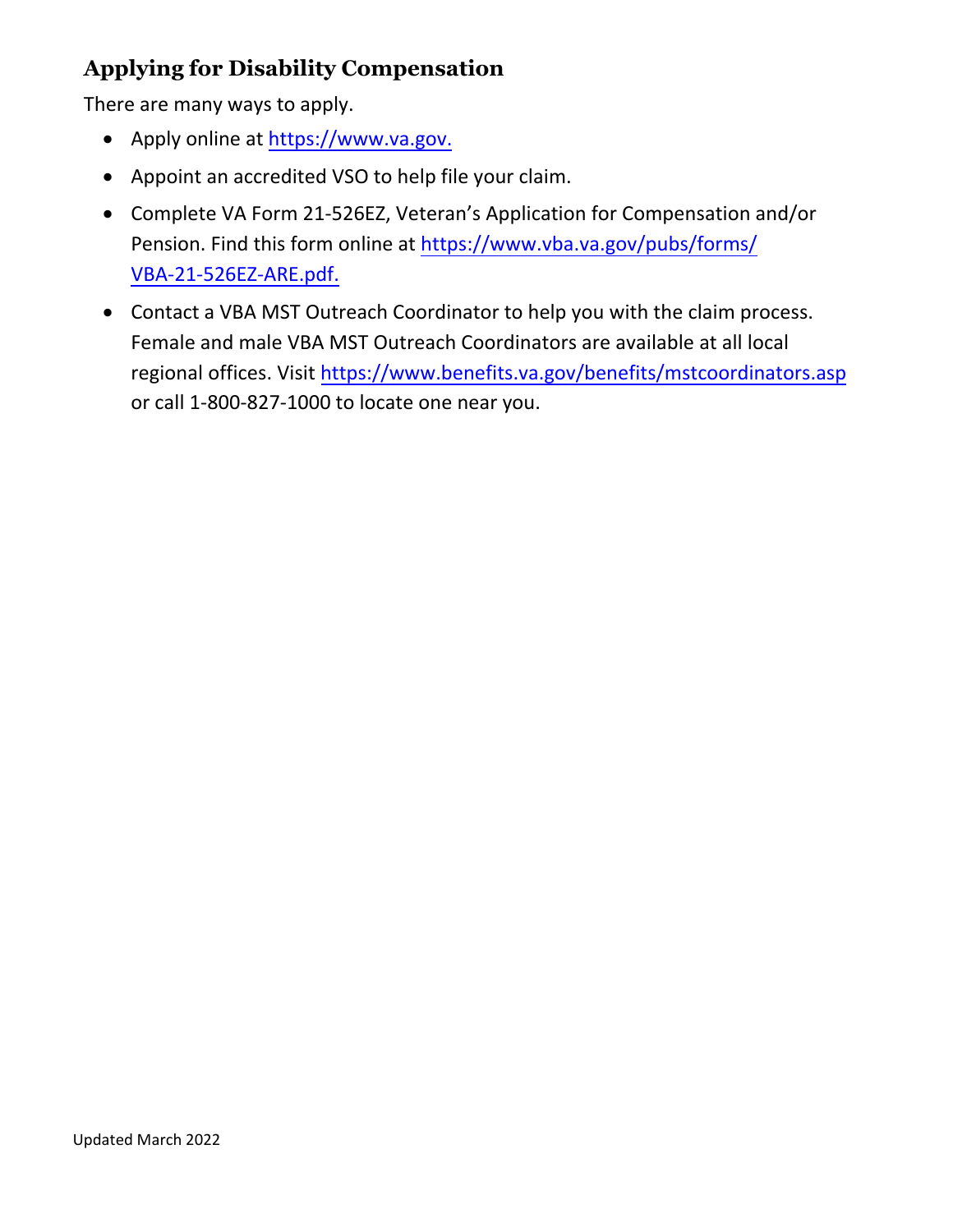### Applying for Disability Compensation

There are many ways to apply.

- Apply online at https://www.va.gov.
- Appoint an accredited VSO to help file your claim.
- Complete VA Form 21-526EZ, Veteran's Application for Compensation and/or Pension. Find this form online at https://www.vba.va.gov/pubs/forms/VBA-21-526EZ-ARE.pdf.
- Contact a VBA MST Outreach Coordinator to help you with the claim process. Female and male VBA MST Outreach Coordinators are available at all local regional offices. Visit https://www.benefits.va.gov/benefits/mstcoordinators.asp or call 1-800-827-1000 to locate one near you.

Updated March 2022